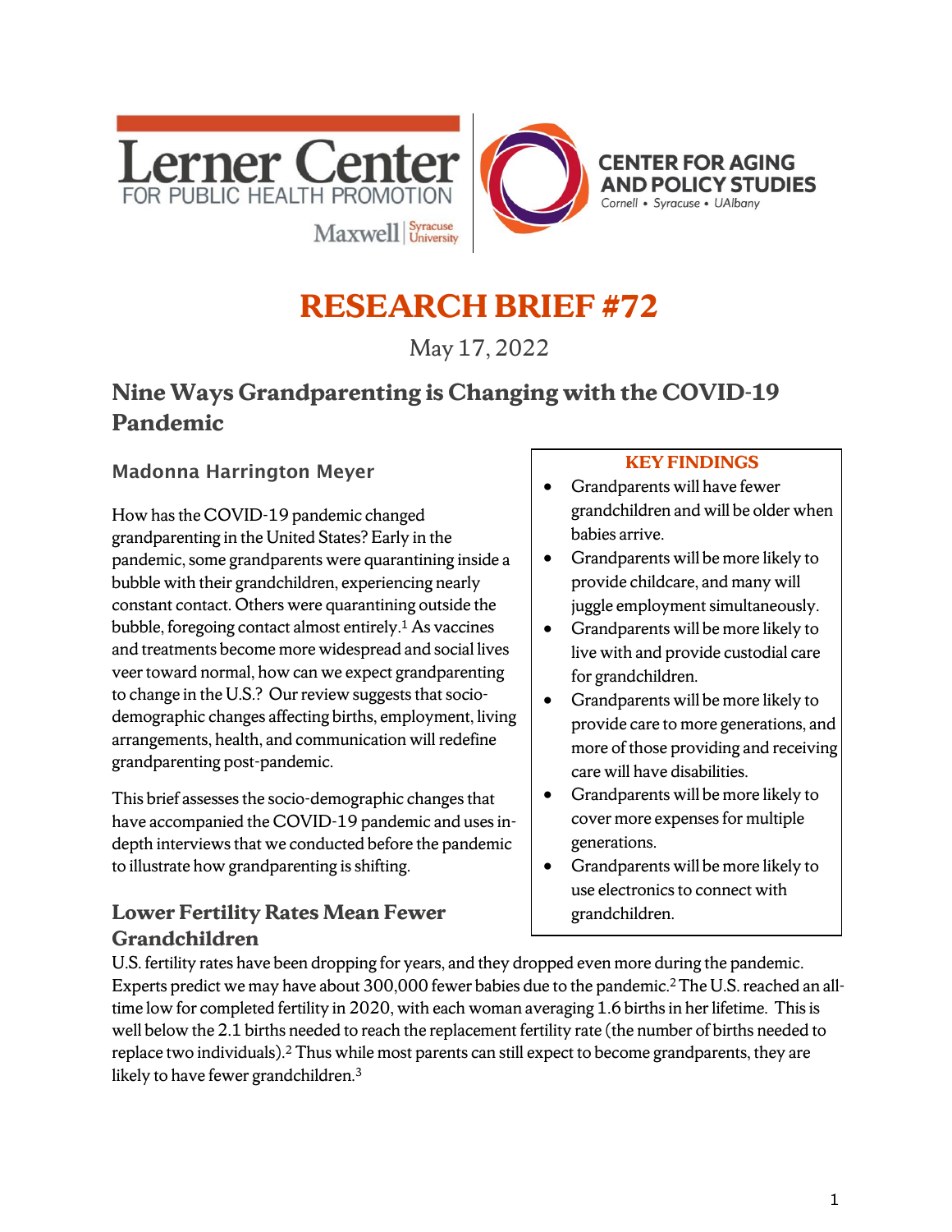Lerner Center FOR PUBLIC HEALTH PROMOTION

Maxwell | Syracuse University

CENTER FOR AGING AND POLICY STUDIES

Cornell • Syracuse • UAlbany

# RESEARCH BRIEF #72

May 17, 2022

## Nine Ways Grandparenting is Changing with the COVID-19 Pandemic

### Madonna Harrington Meyer

How has the COVID-19 pandemic changed grandparenting in the United States? Early in the pandemic, some grandparents were quarantining inside a bubble with their grandchildren, experiencing nearly constant contact. Others were quarantining outside the bubble, foregoing contact almost entirely.[1] As vaccines and treatments become more widespread and social lives veer toward normal, how can we expect grandparenting to change in the U.S.? Our review suggests that socio-demographic changes affecting births, employment, living arrangements, health, and communication will redefine grandparenting post-pandemic.

This brief assesses the socio-demographic changes that have accompanied the COVID-19 pandemic and uses in-depth interviews that we conducted before the pandemic to illustrate how grandparenting is shifting.

**KEY FINDINGS**

- Grandparents will have fewer grandchildren and will be older when babies arrive.
- Grandparents will be more likely to provide childcare, and many will juggle employment simultaneously.
- Grandparents will be more likely to live with and provide custodial care for grandchildren.
- Grandparents will be more likely to provide care to more generations, and more of those providing and receiving care will have disabilities.
- Grandparents will be more likely to cover more expenses for multiple generations.
- Grandparents will be more likely to use electronics to connect with grandchildren.

### Lower Fertility Rates Mean Fewer Grandchildren

U.S. fertility rates have been dropping for years, and they dropped even more during the pandemic. Experts predict we may have about 300,000 fewer babies due to the pandemic.[2] The U.S. reached an all-time low for completed fertility in 2020, with each woman averaging 1.6 births in her lifetime. This is well below the 2.1 births needed to reach the replacement fertility rate (the number of births needed to replace two individuals).[2] Thus while most parents can still expect to become grandparents, they are likely to have fewer grandchildren.[3]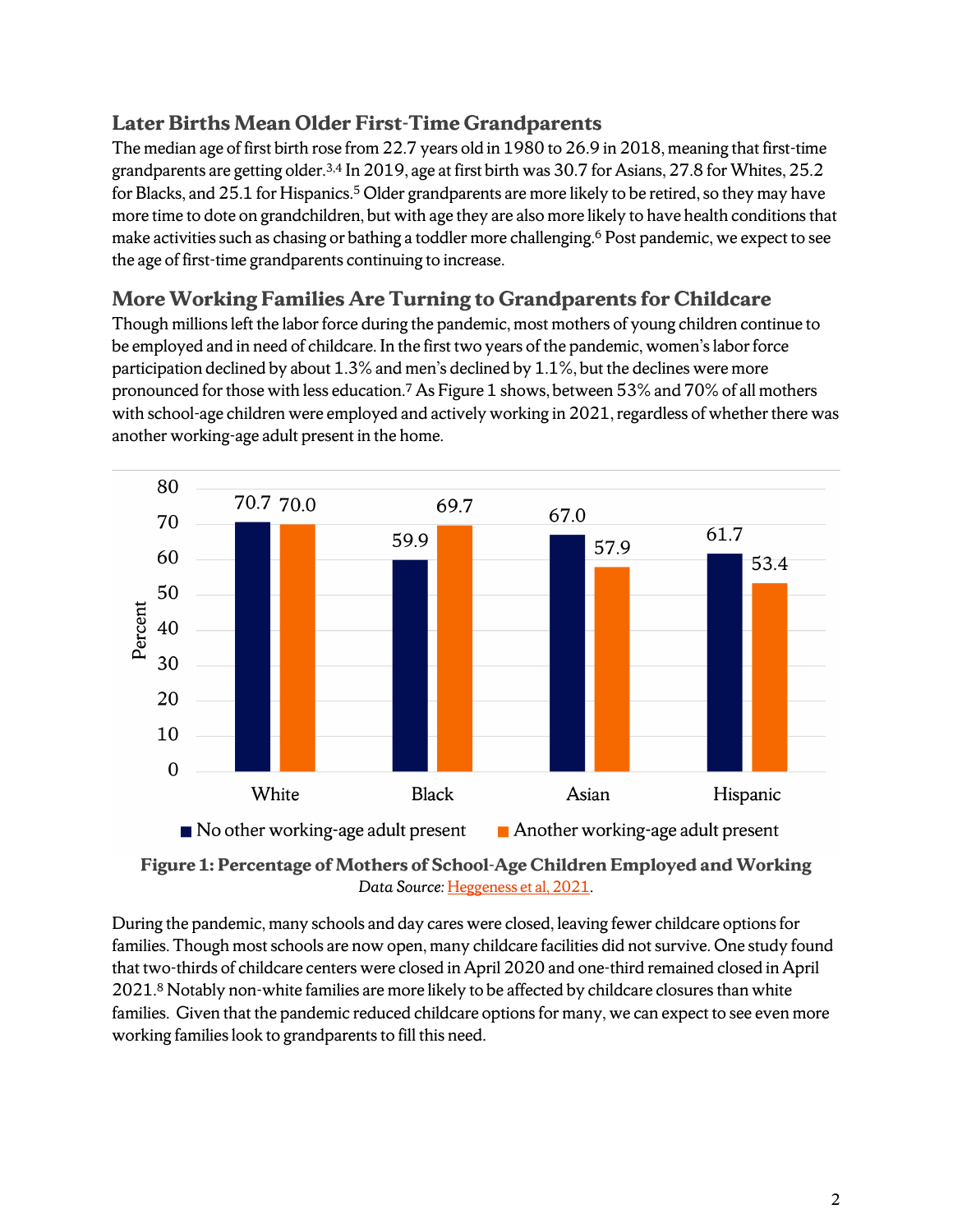## Later Births Mean Older First-Time Grandparents

The median age of first birth rose from 22.7 years old in 1980 to 26.9 in 2018, meaning that first-time grandparents are getting older.[3,4] In 2019, age at first birth was 30.7 for Asians, 27.8 for Whites, 25.2 for Blacks, and 25.1 for Hispanics.[5] Older grandparents are more likely to be retired, so they may have more time to dote on grandchildren, but with age they are also more likely to have health conditions that make activities such as chasing or bathing a toddler more challenging.[6] Post pandemic, we expect to see the age of first-time grandparents continuing to increase.

## More Working Families Are Turning to Grandparents for Childcare

Though millions left the labor force during the pandemic, most mothers of young children continue to be employed and in need of childcare. In the first two years of the pandemic, women's labor force participation declined by about 1.3% and men's declined by 1.1%, but the declines were more pronounced for those with less education.[7] As Figure 1 shows, between 53% and 70% of all mothers with school-age children were employed and actively working in 2021, regardless of whether there was another working-age adult present in the home.

| | White | Black | Asian | Hispanic |
|---|---|---|---|---|
| No other working-age adult present | 70.7 | 59.9 | 67.0 | 61.7 |
| Another working-age adult present | 70.0 | 69.7 | 57.9 | 53.4 |

**Figure 1: Percentage of Mothers of School-Age Children Employed and Working**
*Data Source:* Heggeness et al, 2021.

During the pandemic, many schools and day cares were closed, leaving fewer childcare options for families. Though most schools are now open, many childcare facilities did not survive. One study found that two-thirds of childcare centers were closed in April 2020 and one-third remained closed in April 2021.[8] Notably non-white families are more likely to be affected by childcare closures than white families. Given that the pandemic reduced childcare options for many, we can expect to see even more working families look to grandparents to fill this need.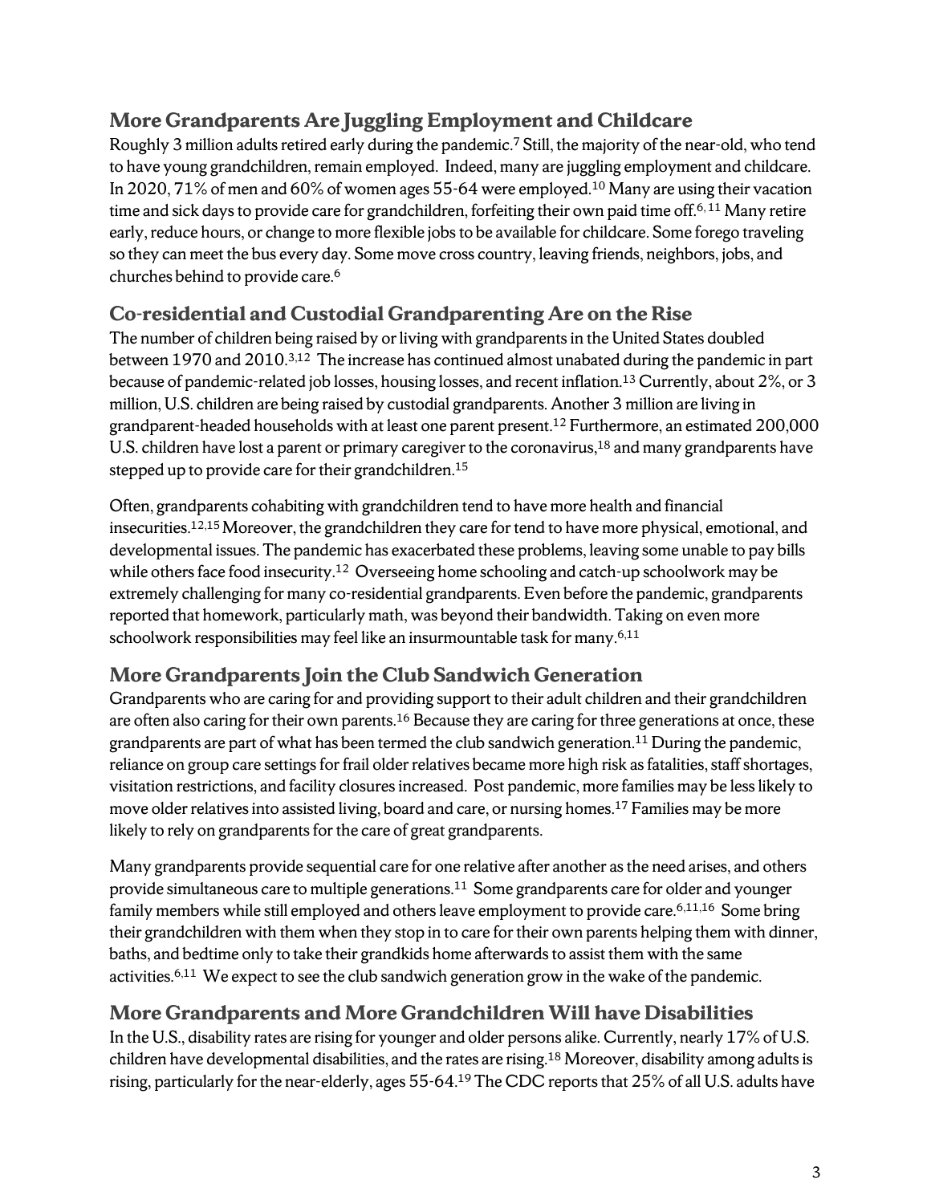## More Grandparents Are Juggling Employment and Childcare

Roughly 3 million adults retired early during the pandemic.[7] Still, the majority of the near-old, who tend to have young grandchildren, remain employed. Indeed, many are juggling employment and childcare. In 2020, 71% of men and 60% of women ages 55-64 were employed.[10] Many are using their vacation time and sick days to provide care for grandchildren, forfeiting their own paid time off.[6, 11] Many retire early, reduce hours, or change to more flexible jobs to be available for childcare. Some forego traveling so they can meet the bus every day. Some move cross country, leaving friends, neighbors, jobs, and churches behind to provide care.[6]

## Co-residential and Custodial Grandparenting Are on the Rise

The number of children being raised by or living with grandparents in the United States doubled between 1970 and 2010.[3,12] The increase has continued almost unabated during the pandemic in part because of pandemic-related job losses, housing losses, and recent inflation.[13] Currently, about 2%, or 3 million, U.S. children are being raised by custodial grandparents. Another 3 million are living in grandparent-headed households with at least one parent present.[12] Furthermore, an estimated 200,000 U.S. children have lost a parent or primary caregiver to the coronavirus,[18] and many grandparents have stepped up to provide care for their grandchildren.[15]

Often, grandparents cohabiting with grandchildren tend to have more health and financial insecurities.[12,15] Moreover, the grandchildren they care for tend to have more physical, emotional, and developmental issues. The pandemic has exacerbated these problems, leaving some unable to pay bills while others face food insecurity.[12] Overseeing home schooling and catch-up schoolwork may be extremely challenging for many co-residential grandparents. Even before the pandemic, grandparents reported that homework, particularly math, was beyond their bandwidth. Taking on even more schoolwork responsibilities may feel like an insurmountable task for many.[6,11]

## More Grandparents Join the Club Sandwich Generation

Grandparents who are caring for and providing support to their adult children and their grandchildren are often also caring for their own parents.[16] Because they are caring for three generations at once, these grandparents are part of what has been termed the club sandwich generation.[11] During the pandemic, reliance on group care settings for frail older relatives became more high risk as fatalities, staff shortages, visitation restrictions, and facility closures increased. Post pandemic, more families may be less likely to move older relatives into assisted living, board and care, or nursing homes.[17] Families may be more likely to rely on grandparents for the care of great grandparents.

Many grandparents provide sequential care for one relative after another as the need arises, and others provide simultaneous care to multiple generations.[11] Some grandparents care for older and younger family members while still employed and others leave employment to provide care.[6,11,16] Some bring their grandchildren with them when they stop in to care for their own parents helping them with dinner, baths, and bedtime only to take their grandkids home afterwards to assist them with the same activities.[6,11] We expect to see the club sandwich generation grow in the wake of the pandemic.

## More Grandparents and More Grandchildren Will have Disabilities

In the U.S., disability rates are rising for younger and older persons alike. Currently, nearly 17% of U.S. children have developmental disabilities, and the rates are rising.[18] Moreover, disability among adults is rising, particularly for the near-elderly, ages 55-64.[19] The CDC reports that 25% of all U.S. adults have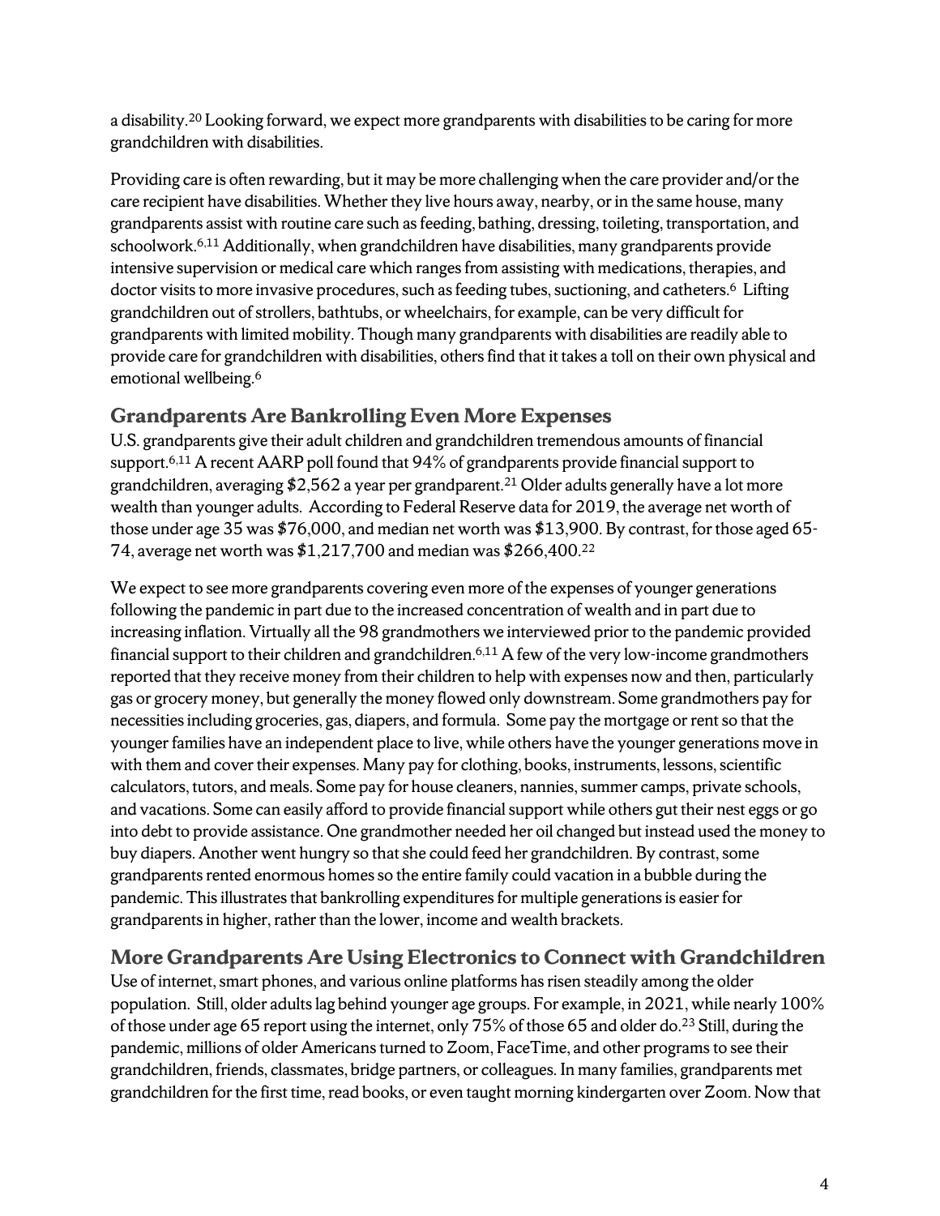a disability.[20] Looking forward, we expect more grandparents with disabilities to be caring for more grandchildren with disabilities.

Providing care is often rewarding, but it may be more challenging when the care provider and/or the care recipient have disabilities. Whether they live hours away, nearby, or in the same house, many grandparents assist with routine care such as feeding, bathing, dressing, toileting, transportation, and schoolwork.[6,11] Additionally, when grandchildren have disabilities, many grandparents provide intensive supervision or medical care which ranges from assisting with medications, therapies, and doctor visits to more invasive procedures, such as feeding tubes, suctioning, and catheters.[6] Lifting grandchildren out of strollers, bathtubs, or wheelchairs, for example, can be very difficult for grandparents with limited mobility. Though many grandparents with disabilities are readily able to provide care for grandchildren with disabilities, others find that it takes a toll on their own physical and emotional wellbeing.[6]

## Grandparents Are Bankrolling Even More Expenses

U.S. grandparents give their adult children and grandchildren tremendous amounts of financial support.[6,11] A recent AARP poll found that 94% of grandparents provide financial support to grandchildren, averaging $2,562 a year per grandparent.[21] Older adults generally have a lot more wealth than younger adults. According to Federal Reserve data for 2019, the average net worth of those under age 35 was $76,000, and median net worth was $13,900. By contrast, for those aged 65-74, average net worth was $1,217,700 and median was $266,400.[22]

We expect to see more grandparents covering even more of the expenses of younger generations following the pandemic in part due to the increased concentration of wealth and in part due to increasing inflation. Virtually all the 98 grandmothers we interviewed prior to the pandemic provided financial support to their children and grandchildren.[6,11] A few of the very low-income grandmothers reported that they receive money from their children to help with expenses now and then, particularly gas or grocery money, but generally the money flowed only downstream. Some grandmothers pay for necessities including groceries, gas, diapers, and formula. Some pay the mortgage or rent so that the younger families have an independent place to live, while others have the younger generations move in with them and cover their expenses. Many pay for clothing, books, instruments, lessons, scientific calculators, tutors, and meals. Some pay for house cleaners, nannies, summer camps, private schools, and vacations. Some can easily afford to provide financial support while others gut their nest eggs or go into debt to provide assistance. One grandmother needed her oil changed but instead used the money to buy diapers. Another went hungry so that she could feed her grandchildren. By contrast, some grandparents rented enormous homes so the entire family could vacation in a bubble during the pandemic. This illustrates that bankrolling expenditures for multiple generations is easier for grandparents in higher, rather than the lower, income and wealth brackets.

## More Grandparents Are Using Electronics to Connect with Grandchildren

Use of internet, smart phones, and various online platforms has risen steadily among the older population. Still, older adults lag behind younger age groups. For example, in 2021, while nearly 100% of those under age 65 report using the internet, only 75% of those 65 and older do.[23] Still, during the pandemic, millions of older Americans turned to Zoom, FaceTime, and other programs to see their grandchildren, friends, classmates, bridge partners, or colleagues. In many families, grandparents met grandchildren for the first time, read books, or even taught morning kindergarten over Zoom. Now that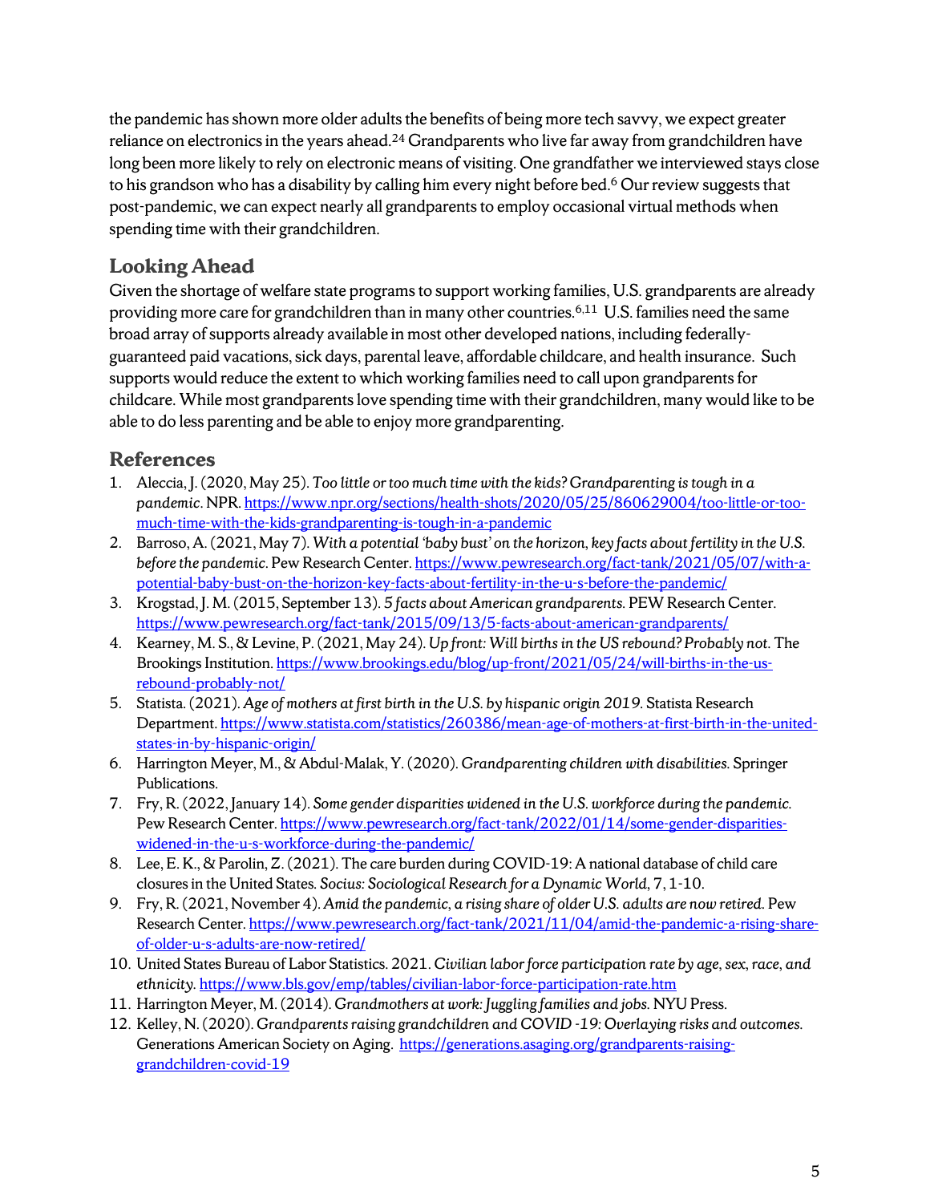the pandemic has shown more older adults the benefits of being more tech savvy, we expect greater reliance on electronics in the years ahead.[24] Grandparents who live far away from grandchildren have long been more likely to rely on electronic means of visiting. One grandfather we interviewed stays close to his grandson who has a disability by calling him every night before bed.[6] Our review suggests that post-pandemic, we can expect nearly all grandparents to employ occasional virtual methods when spending time with their grandchildren.

## Looking Ahead

Given the shortage of welfare state programs to support working families, U.S. grandparents are already providing more care for grandchildren than in many other countries.[6,11] U.S. families need the same broad array of supports already available in most other developed nations, including federally-guaranteed paid vacations, sick days, parental leave, affordable childcare, and health insurance. Such supports would reduce the extent to which working families need to call upon grandparents for childcare. While most grandparents love spending time with their grandchildren, many would like to be able to do less parenting and be able to enjoy more grandparenting.

## References

1. Aleccia, J. (2020, May 25). *Too little or too much time with the kids? Grandparenting is tough in a pandemic*. NPR. https://www.npr.org/sections/health-shots/2020/05/25/860629004/too-little-or-too-much-time-with-the-kids-grandparenting-is-tough-in-a-pandemic
2. Barroso, A. (2021, May 7). *With a potential 'baby bust' on the horizon, key facts about fertility in the U.S. before the pandemic*. Pew Research Center. https://www.pewresearch.org/fact-tank/2021/05/07/with-a-potential-baby-bust-on-the-horizon-key-facts-about-fertility-in-the-u-s-before-the-pandemic/
3. Krogstad, J. M. (2015, September 13). *5 facts about American grandparents*. PEW Research Center. https://www.pewresearch.org/fact-tank/2015/09/13/5-facts-about-american-grandparents/
4. Kearney, M. S., & Levine, P. (2021, May 24). *Up front: Will births in the US rebound? Probably not.* The Brookings Institution. https://www.brookings.edu/blog/up-front/2021/05/24/will-births-in-the-us-rebound-probably-not/
5. Statista. (2021). *Age of mothers at first birth in the U.S. by hispanic origin 2019*. Statista Research Department. https://www.statista.com/statistics/260386/mean-age-of-mothers-at-first-birth-in-the-united-states-in-by-hispanic-origin/
6. Harrington Meyer, M., & Abdul-Malak, Y. (2020). *Grandparenting children with disabilities*. Springer Publications.
7. Fry, R. (2022, January 14). *Some gender disparities widened in the U.S. workforce during the pandemic*. Pew Research Center. https://www.pewresearch.org/fact-tank/2022/01/14/some-gender-disparities-widened-in-the-u-s-workforce-during-the-pandemic/
8. Lee, E. K., & Parolin, Z. (2021). The care burden during COVID-19: A national database of child care closures in the United States. *Socius: Sociological Research for a Dynamic World*, 7, 1-10.
9. Fry, R. (2021, November 4). *Amid the pandemic, a rising share of older U.S. adults are now retired*. Pew Research Center. https://www.pewresearch.org/fact-tank/2021/11/04/amid-the-pandemic-a-rising-share-of-older-u-s-adults-are-now-retired/
10. United States Bureau of Labor Statistics. 2021. *Civilian labor force participation rate by age, sex, race, and ethnicity*. https://www.bls.gov/emp/tables/civilian-labor-force-participation-rate.htm
11. Harrington Meyer, M. (2014). *Grandmothers at work: Juggling families and jobs*. NYU Press.
12. Kelley, N. (2020). *Grandparents raising grandchildren and COVID -19: Overlaying risks and outcomes*. Generations American Society on Aging. https://generations.asaging.org/grandparents-raising-grandchildren-covid-19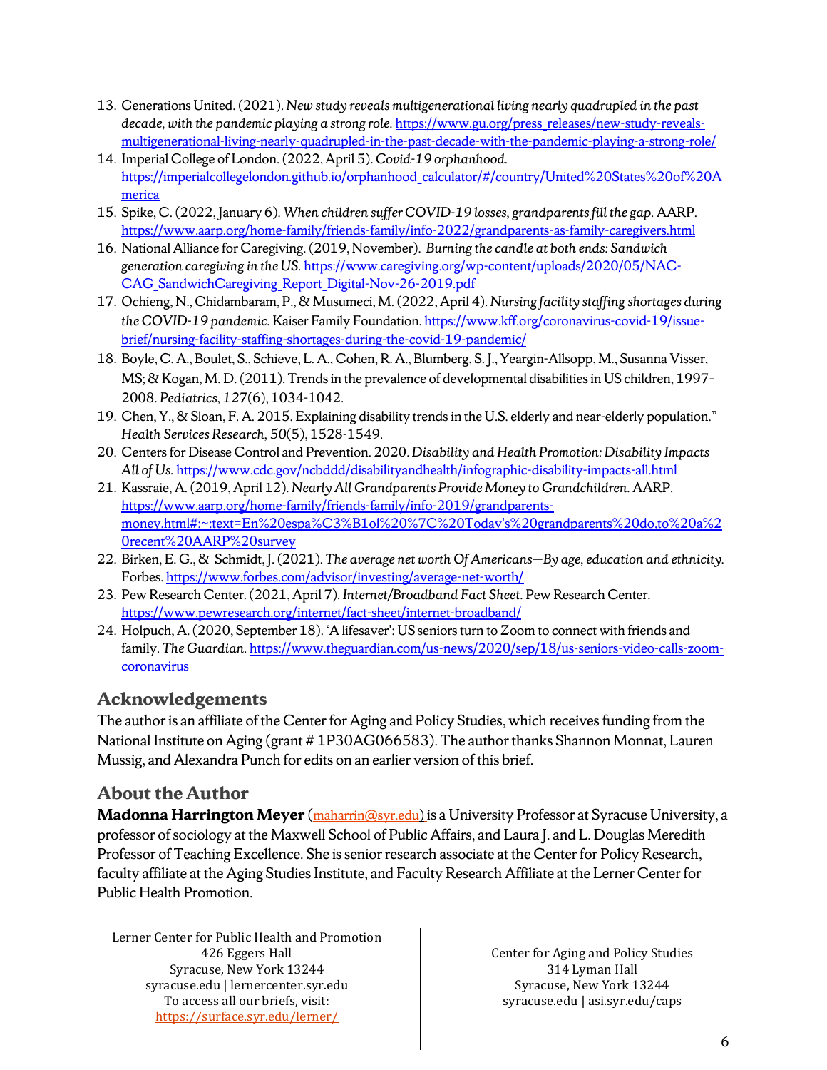13. Generations United. (2021). *New study reveals multigenerational living nearly quadrupled in the past decade, with the pandemic playing a strong role*. https://www.gu.org/press_releases/new-study-reveals-multigenerational-living-nearly-quadrupled-in-the-past-decade-with-the-pandemic-playing-a-strong-role/
14. Imperial College of London. (2022, April 5). *Covid-19 orphanhood*. https://imperialcollegelondon.github.io/orphanhood_calculator/#/country/United%20States%20of%20America
15. Spike, C. (2022, January 6). *When children suffer COVID-19 losses, grandparents fill the gap*. AARP. https://www.aarp.org/home-family/friends-family/info-2022/grandparents-as-family-caregivers.html
16. National Alliance for Caregiving. (2019, November). *Burning the candle at both ends: Sandwich generation caregiving in the US*. https://www.caregiving.org/wp-content/uploads/2020/05/NAC-CAG_SandwichCaregiving_Report_Digital-Nov-26-2019.pdf
17. Ochieng, N., Chidambaram, P., & Musumeci, M. (2022, April 4). *Nursing facility staffing shortages during the COVID-19 pandemic*. Kaiser Family Foundation. https://www.kff.org/coronavirus-covid-19/issue-brief/nursing-facility-staffing-shortages-during-the-covid-19-pandemic/
18. Boyle, C. A., Boulet, S., Schieve, L. A., Cohen, R. A., Blumberg, S. J., Yeargin-Allsopp, M., Susanna Visser, MS; & Kogan, M. D. (2011). Trends in the prevalence of developmental disabilities in US children, 1997-2008. *Pediatrics*, *127*(6), 1034-1042.
19. Chen, Y., & Sloan, F. A. 2015. Explaining disability trends in the U.S. elderly and near-elderly population." *Health Services Research*, *50*(5), 1528-1549.
20. Centers for Disease Control and Prevention. 2020. *Disability and Health Promotion: Disability Impacts All of Us*. https://www.cdc.gov/ncbddd/disabilityandhealth/infographic-disability-impacts-all.html
21. Kassraie, A. (2019, April 12). *Nearly All Grandparents Provide Money to Grandchildren*. AARP. https://www.aarp.org/home-family/friends-family/info-2019/grandparents-money.html#:~:text=En%20espa%C3%B1ol%20%7C%20Today's%20grandparents%20do,to%20a%20recent%20AARP%20survey
22. Birken, E. G., & Schmidt, J. (2021). *The average net worth Of Americans—By age, education and ethnicity*. Forbes. https://www.forbes.com/advisor/investing/average-net-worth/
23. Pew Research Center. (2021, April 7). *Internet/Broadband Fact Sheet*. Pew Research Center. https://www.pewresearch.org/internet/fact-sheet/internet-broadband/
24. Holpuch, A. (2020, September 18). 'A lifesaver': US seniors turn to Zoom to connect with friends and family. *The Guardian*. https://www.theguardian.com/us-news/2020/sep/18/us-seniors-video-calls-zoom-coronavirus

## Acknowledgements

The author is an affiliate of the Center for Aging and Policy Studies, which receives funding from the National Institute on Aging (grant # 1P30AG066583). The author thanks Shannon Monnat, Lauren Mussig, and Alexandra Punch for edits on an earlier version of this brief.

## About the Author

**Madonna Harrington Meyer** (maharrin@syr.edu) is a University Professor at Syracuse University, a professor of sociology at the Maxwell School of Public Affairs, and Laura J. and L. Douglas Meredith Professor of Teaching Excellence. She is senior research associate at the Center for Policy Research, faculty affiliate at the Aging Studies Institute, and Faculty Research Affiliate at the Lerner Center for Public Health Promotion.

Lerner Center for Public Health and Promotion
426 Eggers Hall
Syracuse, New York 13244
syracuse.edu | lernercenter.syr.edu
To access all our briefs, visit:
https://surface.syr.edu/lerner/

Center for Aging and Policy Studies
314 Lyman Hall
Syracuse, New York 13244
syracuse.edu | asi.syr.edu/caps